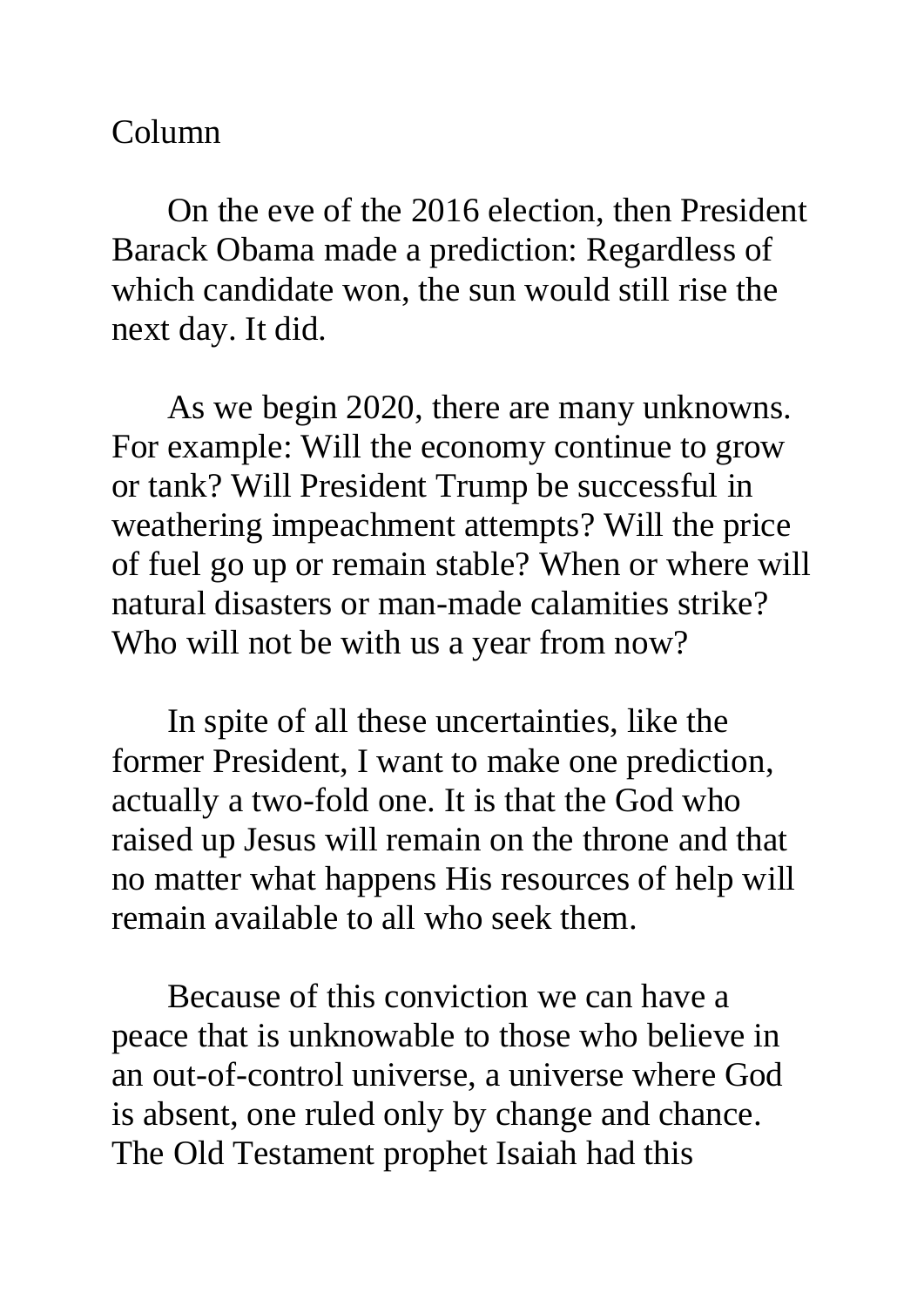Column

On the eve of the 2016 election, then President Barack Obama made a prediction: Regardless of which candidate won, the sun would still rise the next day. It did.

As we begin 2020, there are many unknowns. For example: Will the economy continue to grow or tank? Will President Trump be successful in weathering impeachment attempts? Will the price of fuel go up or remain stable? When or where will natural disasters or man-made calamities strike? Who will not be with us a year from now?

In spite of all these uncertainties, like the former President, I want to make one prediction, actually a two-fold one. It is that the God who raised up Jesus will remain on the throne and that no matter what happens His resources of help will remain available to all who seek them.

Because of this conviction we can have a peace that is unknowable to those who believe in an out-of-control universe, a universe where God is absent, one ruled only by change and chance. The Old Testament prophet Isaiah had this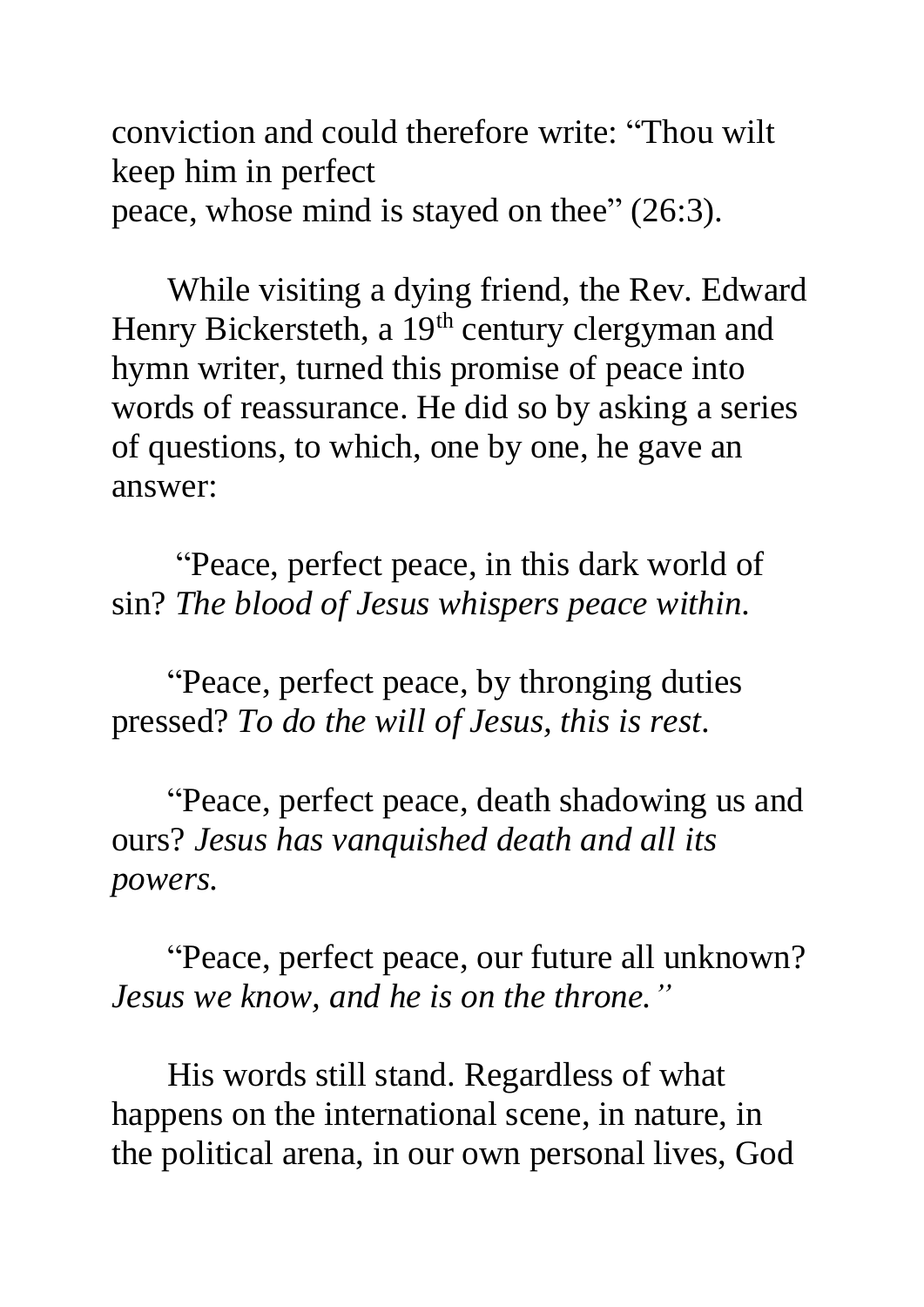conviction and could therefore write: "Thou wilt keep him in perfect
peace, whose mind is stayed on thee" (26:3).

While visiting a dying friend, the Rev. Edward Henry Bickersteth, a 19th century clergyman and hymn writer, turned this promise of peace into words of reassurance. He did so by asking a series of questions, to which, one by one, he gave an answer:

"Peace, perfect peace, in this dark world of sin? *The blood of Jesus whispers peace within.*

"Peace, perfect peace, by thronging duties pressed? *To do the will of Jesus, this is rest.*

"Peace, perfect peace, death shadowing us and ours? *Jesus has vanquished death and all its powers.*

"Peace, perfect peace, our future all unknown? *Jesus we know, and he is on the throne."*

His words still stand. Regardless of what happens on the international scene, in nature, in the political arena, in our own personal lives, God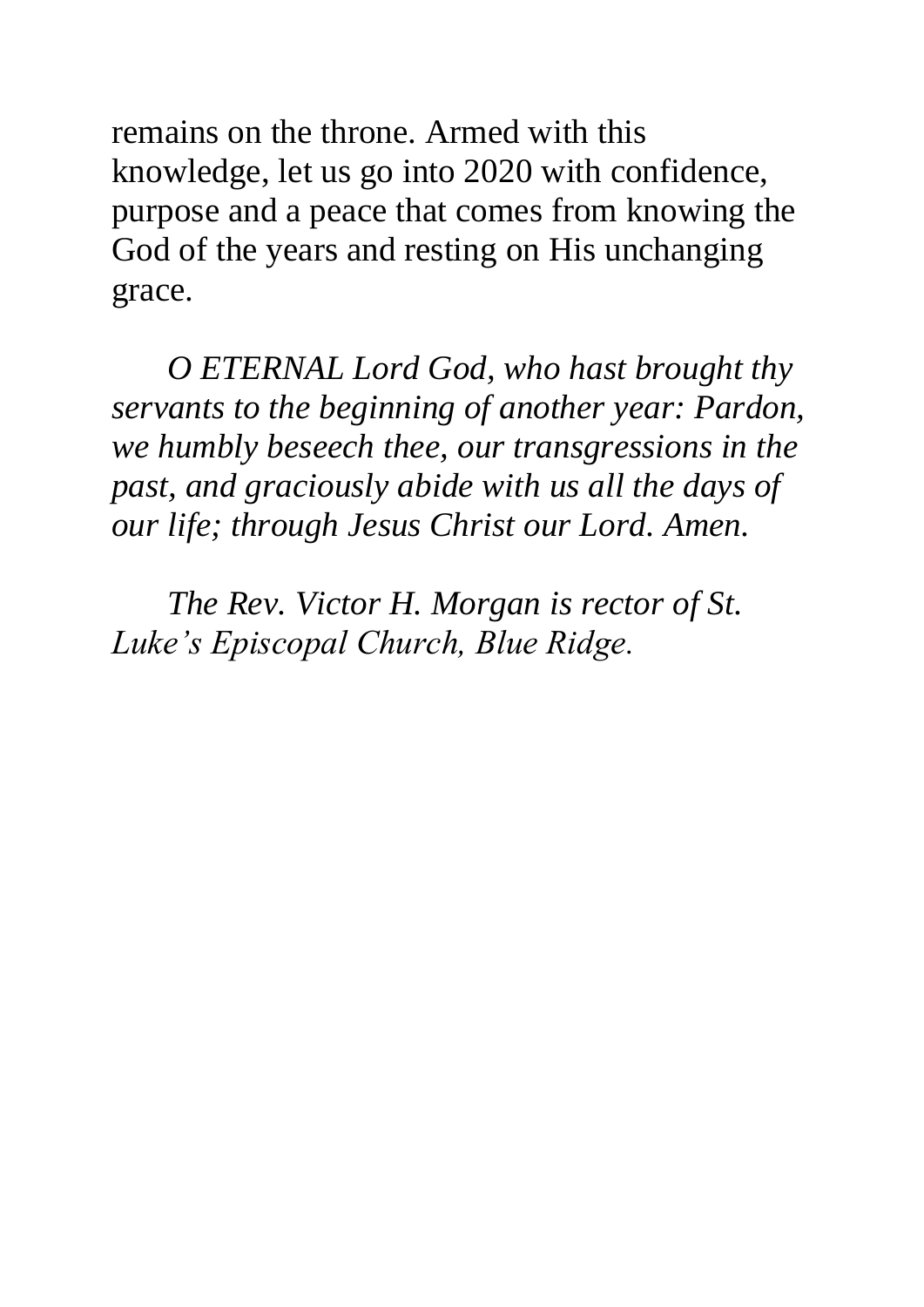remains on the throne. Armed with this knowledge, let us go into 2020 with confidence, purpose and a peace that comes from knowing the God of the years and resting on His unchanging grace.

*O ETERNAL Lord God, who hast brought thy servants to the beginning of another year: Pardon, we humbly beseech thee, our transgressions in the past, and graciously abide with us all the days of our life; through Jesus Christ our Lord. Amen.*

*The Rev. Victor H. Morgan is rector of St. Luke's Episcopal Church, Blue Ridge.*